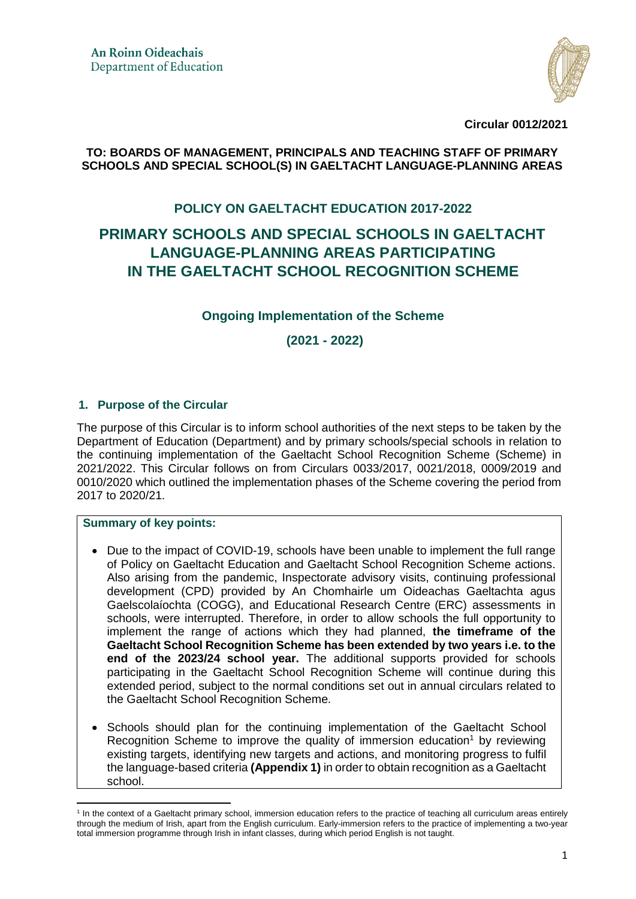An Roinn Oideachais
Department of Education

**Circular 0012/2021**

**TO: BOARDS OF MANAGEMENT, PRINCIPALS AND TEACHING STAFF OF PRIMARY SCHOOLS AND SPECIAL SCHOOL(S) IN GAELTACHT LANGUAGE-PLANNING AREAS**

## POLICY ON GAELTACHT EDUCATION 2017-2022

# PRIMARY SCHOOLS AND SPECIAL SCHOOLS IN GAELTACHT LANGUAGE-PLANNING AREAS PARTICIPATING IN THE GAELTACHT SCHOOL RECOGNITION SCHEME

### Ongoing Implementation of the Scheme

### (2021 - 2022)

## 1. Purpose of the Circular

The purpose of this Circular is to inform school authorities of the next steps to be taken by the Department of Education (Department) and by primary schools/special schools in relation to the continuing implementation of the Gaeltacht School Recognition Scheme (Scheme) in 2021/2022. This Circular follows on from Circulars 0033/2017, 0021/2018, 0009/2019 and 0010/2020 which outlined the implementation phases of the Scheme covering the period from 2017 to 2020/21.

**Summary of key points:**

- Due to the impact of COVID-19, schools have been unable to implement the full range of Policy on Gaeltacht Education and Gaeltacht School Recognition Scheme actions. Also arising from the pandemic, Inspectorate advisory visits, continuing professional development (CPD) provided by An Chomhairle um Oideachas Gaeltachta agus Gaelscolaíochta (COGG), and Educational Research Centre (ERC) assessments in schools, were interrupted. Therefore, in order to allow schools the full opportunity to implement the range of actions which they had planned, **the timeframe of the Gaeltacht School Recognition Scheme has been extended by two years i.e. to the end of the 2023/24 school year.** The additional supports provided for schools participating in the Gaeltacht School Recognition Scheme will continue during this extended period, subject to the normal conditions set out in annual circulars related to the Gaeltacht School Recognition Scheme.
- Schools should plan for the continuing implementation of the Gaeltacht School Recognition Scheme to improve the quality of immersion education[1] by reviewing existing targets, identifying new targets and actions, and monitoring progress to fulfil the language-based criteria **(Appendix 1)** in order to obtain recognition as a Gaeltacht school.

[1] In the context of a Gaeltacht primary school, immersion education refers to the practice of teaching all curriculum areas entirely through the medium of Irish, apart from the English curriculum. Early-immersion refers to the practice of implementing a two-year total immersion programme through Irish in infant classes, during which period English is not taught.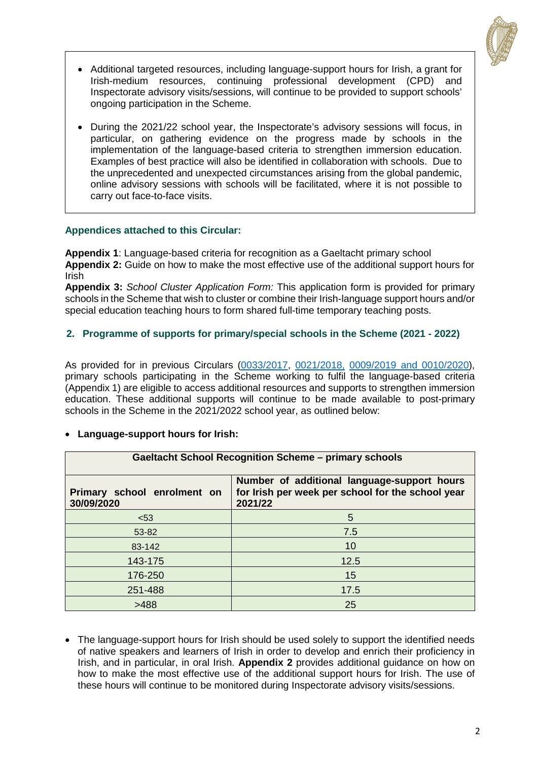- Additional targeted resources, including language-support hours for Irish, a grant for Irish-medium resources, continuing professional development (CPD) and Inspectorate advisory visits/sessions, will continue to be provided to support schools' ongoing participation in the Scheme.

- During the 2021/22 school year, the Inspectorate's advisory sessions will focus, in particular, on gathering evidence on the progress made by schools in the implementation of the language-based criteria to strengthen immersion education. Examples of best practice will also be identified in collaboration with schools. Due to the unprecedented and unexpected circumstances arising from the global pandemic, online advisory sessions with schools will be facilitated, where it is not possible to carry out face-to-face visits.

### Appendices attached to this Circular:

**Appendix 1**: Language-based criteria for recognition as a Gaeltacht primary school
**Appendix 2:** Guide on how to make the most effective use of the additional support hours for Irish
**Appendix 3:** *School Cluster Application Form:* This application form is provided for primary schools in the Scheme that wish to cluster or combine their Irish-language support hours and/or special education teaching hours to form shared full-time temporary teaching posts.

## 2. Programme of supports for primary/special schools in the Scheme (2021 - 2022)

As provided for in previous Circulars (0033/2017, 0021/2018, 0009/2019 and 0010/2020), primary schools participating in the Scheme working to fulfil the language-based criteria (Appendix 1) are eligible to access additional resources and supports to strengthen immersion education. These additional supports will continue to be made available to post-primary schools in the Scheme in the 2021/2022 school year, as outlined below:

- **Language-support hours for Irish:**

| Gaeltacht School Recognition Scheme – primary schools | |
|---|---|
| **Primary school enrolment on 30/09/2020** | **Number of additional language-support hours for Irish per week per school for the school year 2021/22** |
| <53 | 5 |
| 53-82 | 7.5 |
| 83-142 | 10 |
| 143-175 | 12.5 |
| 176-250 | 15 |
| 251-488 | 17.5 |
| >488 | 25 |

- The language-support hours for Irish should be used solely to support the identified needs of native speakers and learners of Irish in order to develop and enrich their proficiency in Irish, and in particular, in oral Irish. **Appendix 2** provides additional guidance on how on how to make the most effective use of the additional support hours for Irish. The use of these hours will continue to be monitored during Inspectorate advisory visits/sessions.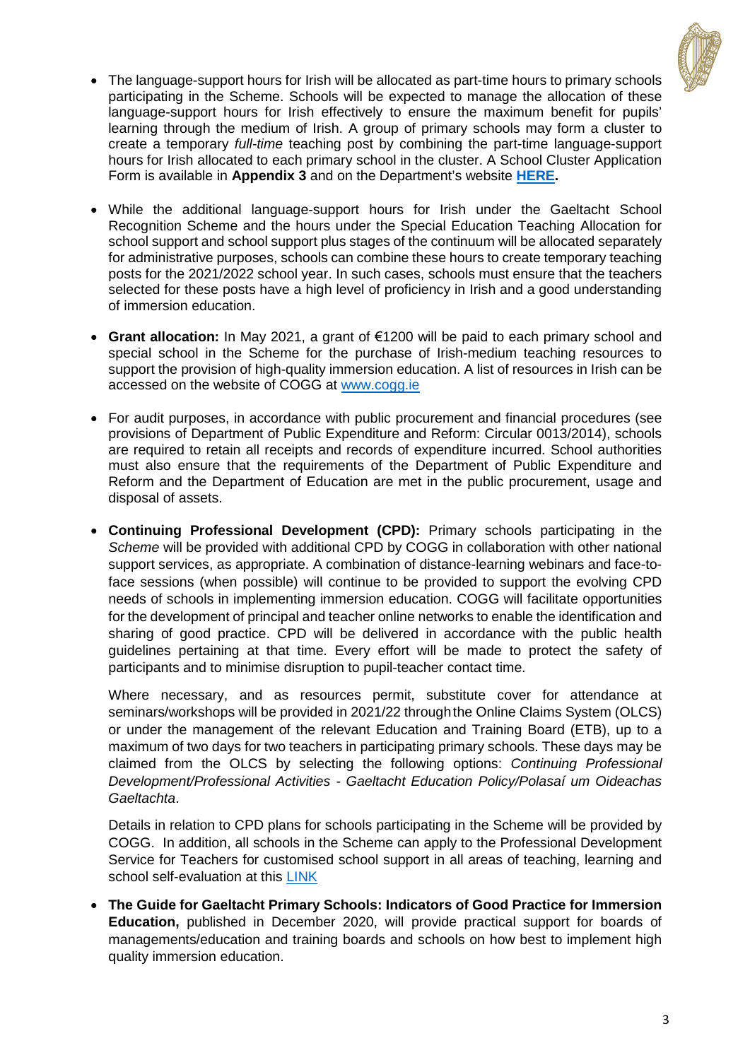- The language-support hours for Irish will be allocated as part-time hours to primary schools participating in the Scheme. Schools will be expected to manage the allocation of these language-support hours for Irish effectively to ensure the maximum benefit for pupils' learning through the medium of Irish. A group of primary schools may form a cluster to create a temporary *full-time* teaching post by combining the part-time language-support hours for Irish allocated to each primary school in the cluster. A School Cluster Application Form is available in **Appendix 3** and on the Department's website **HERE.**

- While the additional language-support hours for Irish under the Gaeltacht School Recognition Scheme and the hours under the Special Education Teaching Allocation for school support and school support plus stages of the continuum will be allocated separately for administrative purposes, schools can combine these hours to create temporary teaching posts for the 2021/2022 school year. In such cases, schools must ensure that the teachers selected for these posts have a high level of proficiency in Irish and a good understanding of immersion education.

- **Grant allocation:** In May 2021, a grant of €1200 will be paid to each primary school and special school in the Scheme for the purchase of Irish-medium teaching resources to support the provision of high-quality immersion education. A list of resources in Irish can be accessed on the website of COGG at www.cogg.ie

- For audit purposes, in accordance with public procurement and financial procedures (see provisions of Department of Public Expenditure and Reform: Circular 0013/2014), schools are required to retain all receipts and records of expenditure incurred. School authorities must also ensure that the requirements of the Department of Public Expenditure and Reform and the Department of Education are met in the public procurement, usage and disposal of assets.

- **Continuing Professional Development (CPD):** Primary schools participating in the *Scheme* will be provided with additional CPD by COGG in collaboration with other national support services, as appropriate. A combination of distance-learning webinars and face-to-face sessions (when possible) will continue to be provided to support the evolving CPD needs of schools in implementing immersion education. COGG will facilitate opportunities for the development of principal and teacher online networks to enable the identification and sharing of good practice. CPD will be delivered in accordance with the public health guidelines pertaining at that time. Every effort will be made to protect the safety of participants and to minimise disruption to pupil-teacher contact time.

  Where necessary, and as resources permit, substitute cover for attendance at seminars/workshops will be provided in 2021/22 through the Online Claims System (OLCS) or under the management of the relevant Education and Training Board (ETB), up to a maximum of two days for two teachers in participating primary schools. These days may be claimed from the OLCS by selecting the following options: *Continuing Professional Development/Professional Activities - Gaeltacht Education Policy/Polasaí um Oideachas Gaeltachta*.

  Details in relation to CPD plans for schools participating in the Scheme will be provided by COGG. In addition, all schools in the Scheme can apply to the Professional Development Service for Teachers for customised school support in all areas of teaching, learning and school self-evaluation at this LINK

- **The Guide for Gaeltacht Primary Schools: Indicators of Good Practice for Immersion Education,** published in December 2020, will provide practical support for boards of managements/education and training boards and schools on how best to implement high quality immersion education.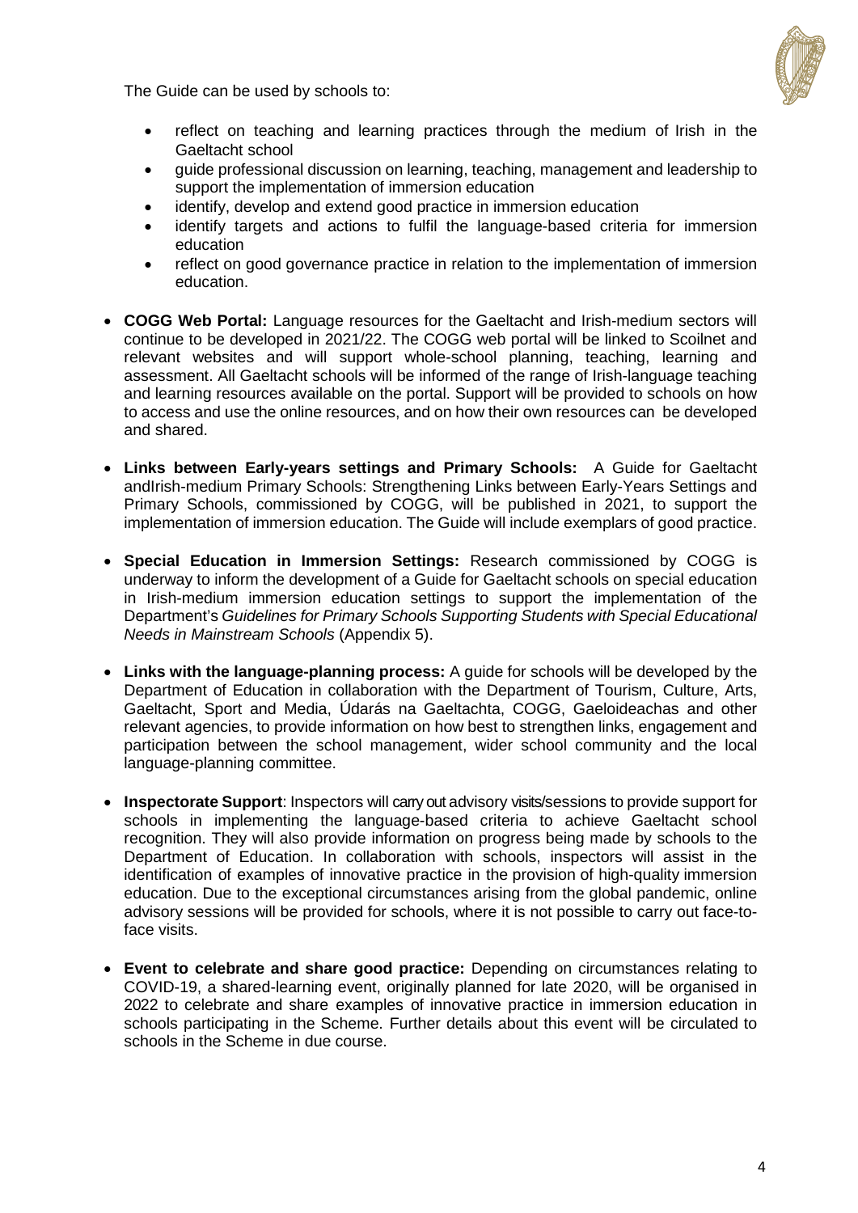The Guide can be used by schools to:

- reflect on teaching and learning practices through the medium of Irish in the Gaeltacht school
- guide professional discussion on learning, teaching, management and leadership to support the implementation of immersion education
- identify, develop and extend good practice in immersion education
- identify targets and actions to fulfil the language-based criteria for immersion education
- reflect on good governance practice in relation to the implementation of immersion education.

- **COGG Web Portal:** Language resources for the Gaeltacht and Irish-medium sectors will continue to be developed in 2021/22. The COGG web portal will be linked to Scoilnet and relevant websites and will support whole-school planning, teaching, learning and assessment. All Gaeltacht schools will be informed of the range of Irish-language teaching and learning resources available on the portal. Support will be provided to schools on how to access and use the online resources, and on how their own resources can be developed and shared.

- **Links between Early-years settings and Primary Schools:** A Guide for Gaeltacht andIrish-medium Primary Schools: Strengthening Links between Early-Years Settings and Primary Schools, commissioned by COGG, will be published in 2021, to support the implementation of immersion education. The Guide will include exemplars of good practice.

- **Special Education in Immersion Settings:** Research commissioned by COGG is underway to inform the development of a Guide for Gaeltacht schools on special education in Irish-medium immersion education settings to support the implementation of the Department's *Guidelines for Primary Schools Supporting Students with Special Educational Needs in Mainstream Schools* (Appendix 5).

- **Links with the language-planning process:** A guide for schools will be developed by the Department of Education in collaboration with the Department of Tourism, Culture, Arts, Gaeltacht, Sport and Media, Údarás na Gaeltachta, COGG, Gaeloideachas and other relevant agencies, to provide information on how best to strengthen links, engagement and participation between the school management, wider school community and the local language-planning committee.

- **Inspectorate Support**: Inspectors will carry out advisory visits/sessions to provide support for schools in implementing the language-based criteria to achieve Gaeltacht school recognition. They will also provide information on progress being made by schools to the Department of Education. In collaboration with schools, inspectors will assist in the identification of examples of innovative practice in the provision of high-quality immersion education. Due to the exceptional circumstances arising from the global pandemic, online advisory sessions will be provided for schools, where it is not possible to carry out face-to-face visits.

- **Event to celebrate and share good practice:** Depending on circumstances relating to COVID-19, a shared-learning event, originally planned for late 2020, will be organised in 2022 to celebrate and share examples of innovative practice in immersion education in schools participating in the Scheme. Further details about this event will be circulated to schools in the Scheme in due course.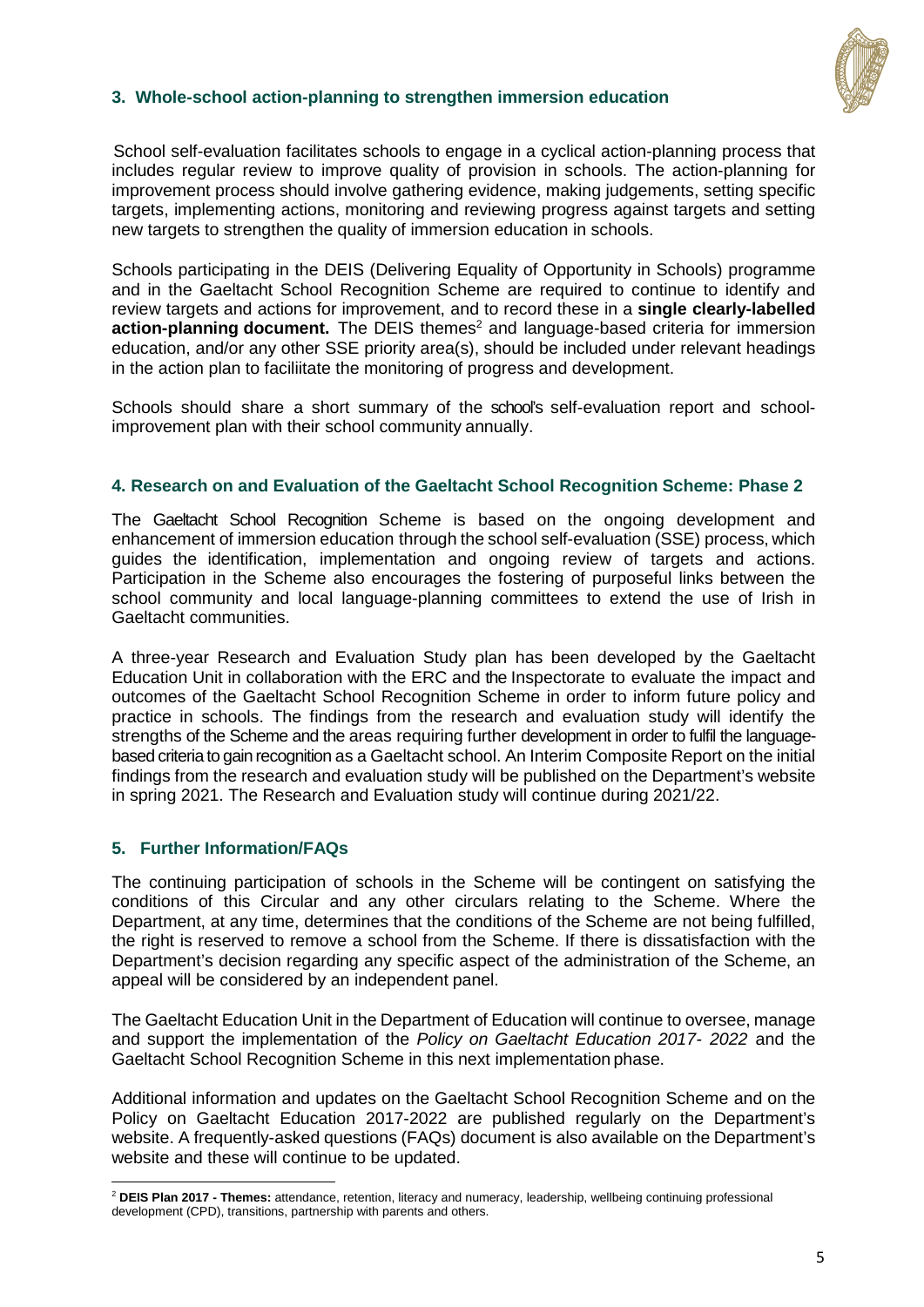## 3. Whole-school action-planning to strengthen immersion education

School self-evaluation facilitates schools to engage in a cyclical action-planning process that includes regular review to improve quality of provision in schools. The action-planning for improvement process should involve gathering evidence, making judgements, setting specific targets, implementing actions, monitoring and reviewing progress against targets and setting new targets to strengthen the quality of immersion education in schools.

Schools participating in the DEIS (Delivering Equality of Opportunity in Schools) programme and in the Gaeltacht School Recognition Scheme are required to continue to identify and review targets and actions for improvement, and to record these in a **single clearly-labelled action-planning document.** The DEIS themes[2] and language-based criteria for immersion education, and/or any other SSE priority area(s), should be included under relevant headings in the action plan to faciliitate the monitoring of progress and development.

Schools should share a short summary of the school's self-evaluation report and school-improvement plan with their school community annually.

## 4. Research on and Evaluation of the Gaeltacht School Recognition Scheme: Phase 2

The Gaeltacht School Recognition Scheme is based on the ongoing development and enhancement of immersion education through the school self-evaluation (SSE) process, which guides the identification, implementation and ongoing review of targets and actions. Participation in the Scheme also encourages the fostering of purposeful links between the school community and local language-planning committees to extend the use of Irish in Gaeltacht communities.

A three-year Research and Evaluation Study plan has been developed by the Gaeltacht Education Unit in collaboration with the ERC and the Inspectorate to evaluate the impact and outcomes of the Gaeltacht School Recognition Scheme in order to inform future policy and practice in schools. The findings from the research and evaluation study will identify the strengths of the Scheme and the areas requiring further development in order to fulfil the language-based criteria to gain recognition as a Gaeltacht school. An Interim Composite Report on the initial findings from the research and evaluation study will be published on the Department's website in spring 2021. The Research and Evaluation study will continue during 2021/22.

## 5. Further Information/FAQs

The continuing participation of schools in the Scheme will be contingent on satisfying the conditions of this Circular and any other circulars relating to the Scheme. Where the Department, at any time, determines that the conditions of the Scheme are not being fulfilled, the right is reserved to remove a school from the Scheme. If there is dissatisfaction with the Department's decision regarding any specific aspect of the administration of the Scheme, an appeal will be considered by an independent panel.

The Gaeltacht Education Unit in the Department of Education will continue to oversee, manage and support the implementation of the *Policy on Gaeltacht Education 2017- 2022* and the Gaeltacht School Recognition Scheme in this next implementation phase.

Additional information and updates on the Gaeltacht School Recognition Scheme and on the Policy on Gaeltacht Education 2017-2022 are published regularly on the Department's website. A frequently-asked questions (FAQs) document is also available on the Department's website and these will continue to be updated.

---

[2] **DEIS Plan 2017 - Themes:** attendance, retention, literacy and numeracy, leadership, wellbeing continuing professional development (CPD), transitions, partnership with parents and others.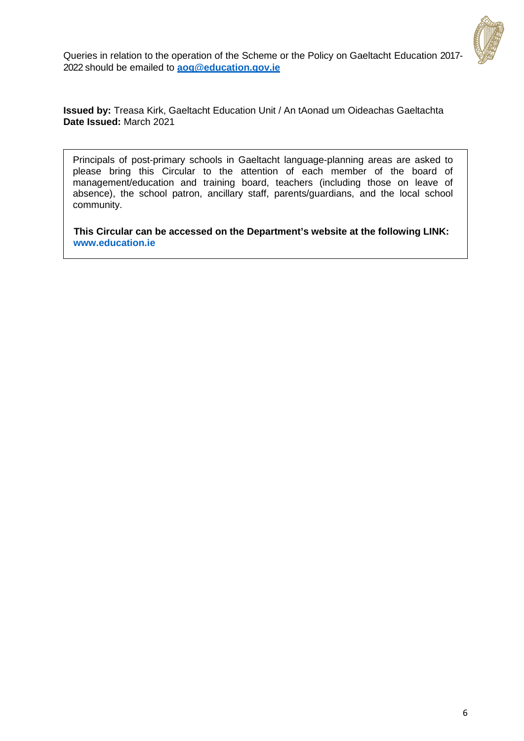Queries in relation to the operation of the Scheme or the Policy on Gaeltacht Education 2017-2022 should be emailed to **aog@education.gov.ie**

**Issued by:** Treasa Kirk, Gaeltacht Education Unit / An tAonad um Oideachas Gaeltachta
**Date Issued:** March 2021

Principals of post-primary schools in Gaeltacht language-planning areas are asked to please bring this Circular to the attention of each member of the board of management/education and training board, teachers (including those on leave of absence), the school patron, ancillary staff, parents/guardians, and the local school community.

**This Circular can be accessed on the Department's website at the following LINK: www.education.ie**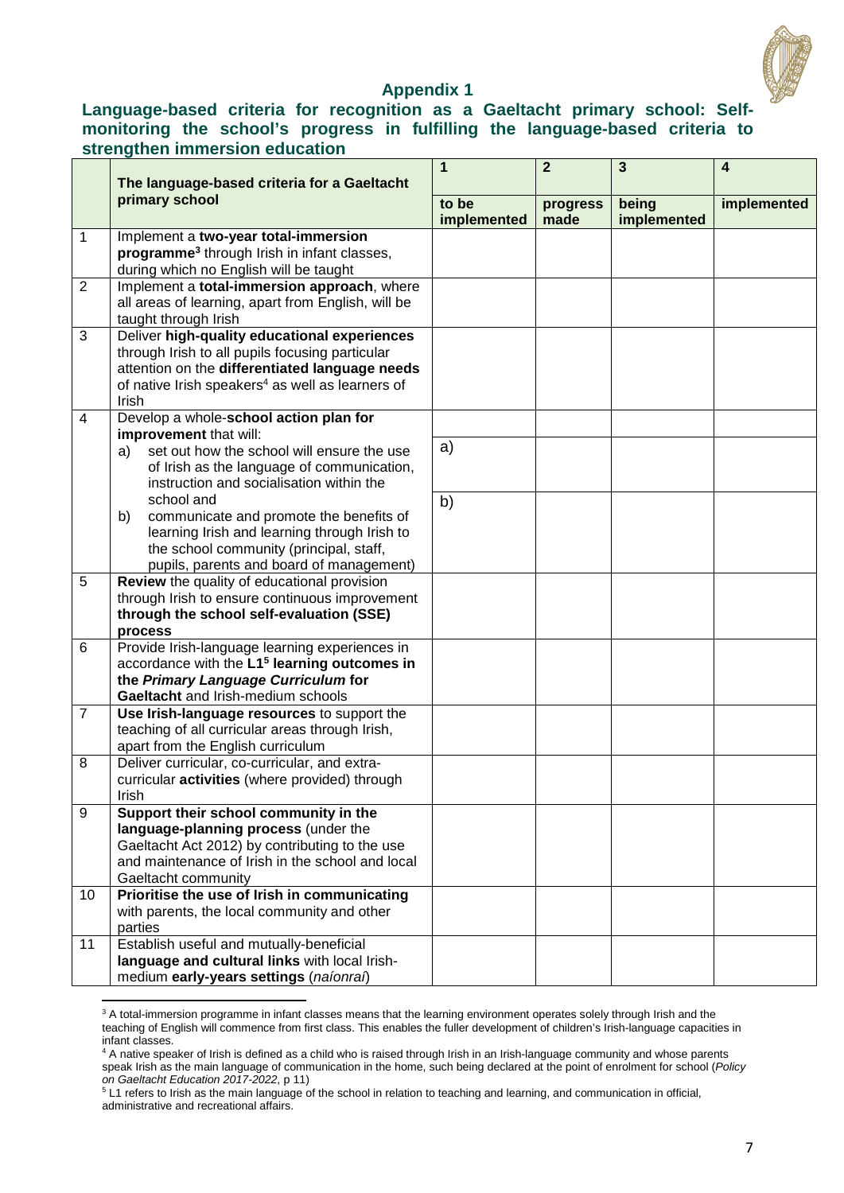## Appendix 1

### Language-based criteria for recognition as a Gaeltacht primary school: Self-monitoring the school's progress in fulfilling the language-based criteria to strengthen immersion education

| | The language-based criteria for a Gaeltacht primary school | 1 | 2 | 3 | 4 |
|---|---|---|---|---|---|
| | | to be implemented | progress made | being implemented | implemented |
| 1 | Implement a **two-year total-immersion programme**[3] through Irish in infant classes, during which no English will be taught | | | | |
| 2 | Implement a **total-immersion approach**, where all areas of learning, apart from English, will be taught through Irish | | | | |
| 3 | Deliver **high-quality educational experiences** through Irish to all pupils focusing particular attention on the **differentiated language needs** of native Irish speakers[4] as well as learners of Irish | | | | |
| 4 | Develop a whole-**school action plan for improvement** that will: | | | | |
| | a) set out how the school will ensure the use of Irish as the language of communication, instruction and socialisation within the school and | a) | | | |
| | b) communicate and promote the benefits of learning Irish and learning through Irish to the school community (principal, staff, pupils, parents and board of management) | b) | | | |
| 5 | **Review** the quality of educational provision through Irish to ensure continuous improvement **through the school self-evaluation (SSE) process** | | | | |
| 6 | Provide Irish-language learning experiences in accordance with the **L1[5] learning outcomes in the *Primary Language Curriculum* for Gaeltacht** and Irish-medium schools | | | | |
| 7 | **Use Irish-language resources** to support the teaching of all curricular areas through Irish, apart from the English curriculum | | | | |
| 8 | Deliver curricular, co-curricular, and extra-curricular **activities** (where provided) through Irish | | | | |
| 9 | **Support their school community in the language-planning process** (under the Gaeltacht Act 2012) by contributing to the use and maintenance of Irish in the school and local Gaeltacht community | | | | |
| 10 | **Prioritise the use of Irish in communicating** with parents, the local community and other parties | | | | |
| 11 | Establish useful and mutually-beneficial **language and cultural links** with local Irish-medium **early-years settings** (*naíonraí*) | | | | |

[3] A total-immersion programme in infant classes means that the learning environment operates solely through Irish and the teaching of English will commence from first class. This enables the fuller development of children's Irish-language capacities in infant classes.

[4] A native speaker of Irish is defined as a child who is raised through Irish in an Irish-language community and whose parents speak Irish as the main language of communication in the home, such being declared at the point of enrolment for school (*Policy on Gaeltacht Education 2017-2022*, p 11)

[5] L1 refers to Irish as the main language of the school in relation to teaching and learning, and communication in official, administrative and recreational affairs.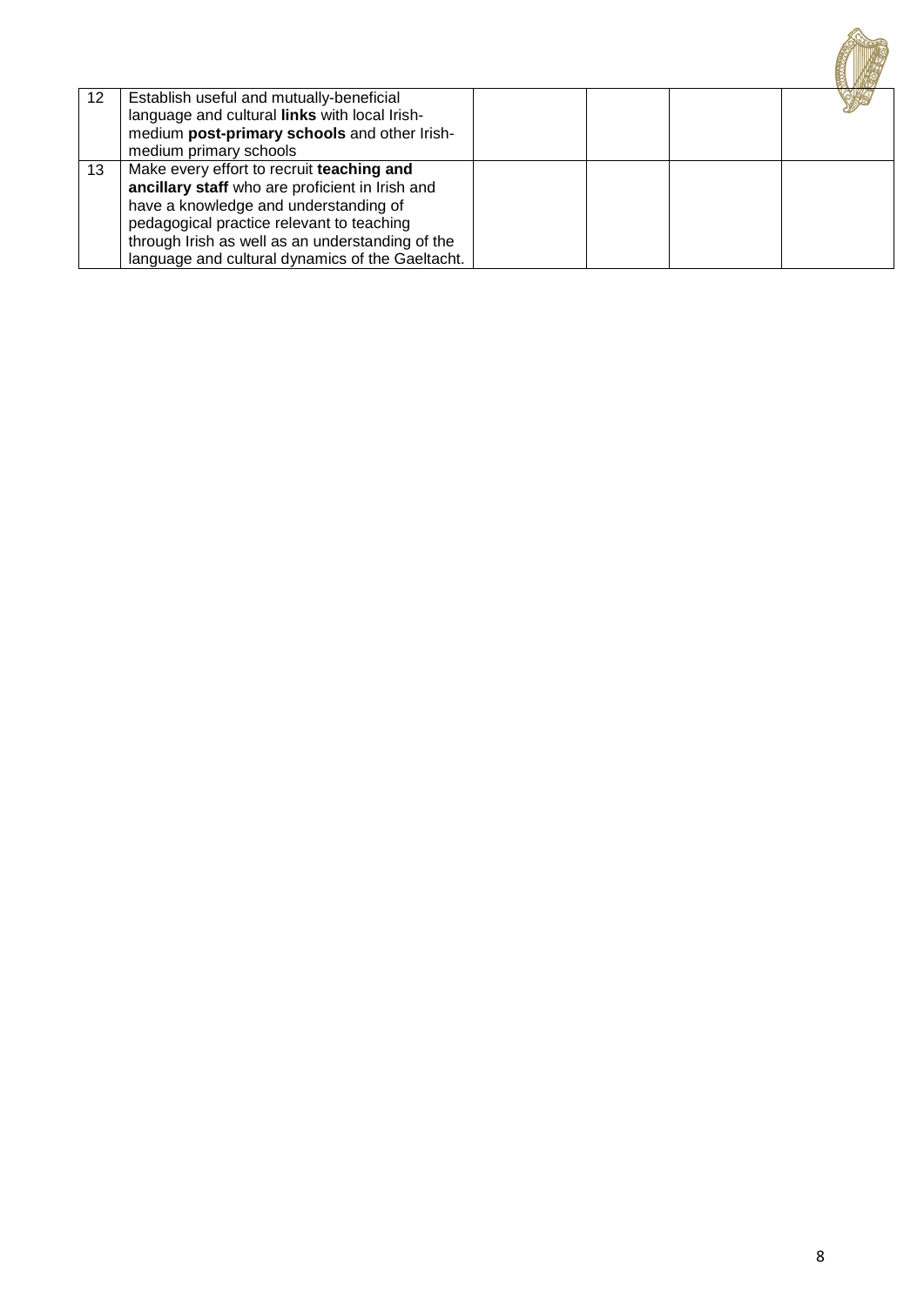| | | | | | |
|---|---|---|---|---|---|
| 12 | Establish useful and mutually-beneficial language and cultural **links** with local Irish-medium **post-primary schools** and other Irish-medium primary schools | | | | |
| 13 | Make every effort to recruit **teaching and ancillary staff** who are proficient in Irish and have a knowledge and understanding of pedagogical practice relevant to teaching through Irish as well as an understanding of the language and cultural dynamics of the Gaeltacht. | | | | |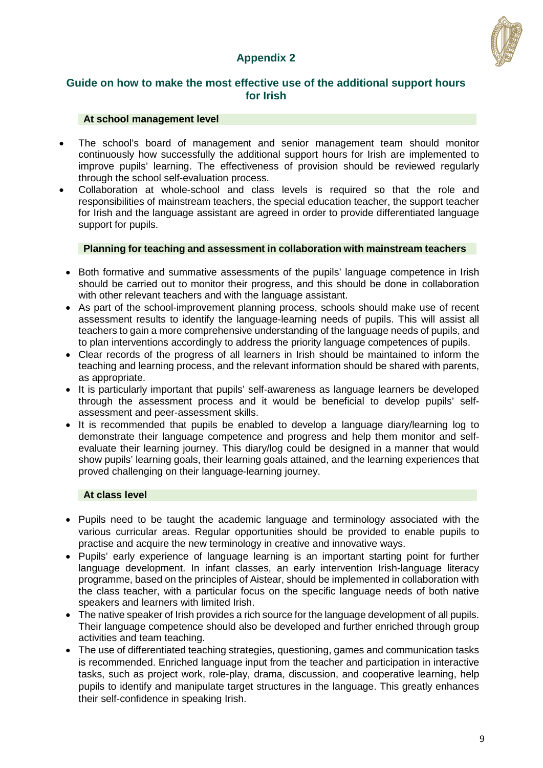## Appendix 2

### Guide on how to make the most effective use of the additional support hours for Irish

**At school management level**

- The school's board of management and senior management team should monitor continuously how successfully the additional support hours for Irish are implemented to improve pupils' learning. The effectiveness of provision should be reviewed regularly through the school self-evaluation process.
- Collaboration at whole-school and class levels is required so that the role and responsibilities of mainstream teachers, the special education teacher, the support teacher for Irish and the language assistant are agreed in order to provide differentiated language support for pupils.

**Planning for teaching and assessment in collaboration with mainstream teachers**

- Both formative and summative assessments of the pupils' language competence in Irish should be carried out to monitor their progress, and this should be done in collaboration with other relevant teachers and with the language assistant.
- As part of the school-improvement planning process, schools should make use of recent assessment results to identify the language-learning needs of pupils. This will assist all teachers to gain a more comprehensive understanding of the language needs of pupils, and to plan interventions accordingly to address the priority language competences of pupils.
- Clear records of the progress of all learners in Irish should be maintained to inform the teaching and learning process, and the relevant information should be shared with parents, as appropriate.
- It is particularly important that pupils' self-awareness as language learners be developed through the assessment process and it would be beneficial to develop pupils' self-assessment and peer-assessment skills.
- It is recommended that pupils be enabled to develop a language diary/learning log to demonstrate their language competence and progress and help them monitor and self-evaluate their learning journey. This diary/log could be designed in a manner that would show pupils' learning goals, their learning goals attained, and the learning experiences that proved challenging on their language-learning journey.

**At class level**

- Pupils need to be taught the academic language and terminology associated with the various curricular areas. Regular opportunities should be provided to enable pupils to practise and acquire the new terminology in creative and innovative ways.
- Pupils' early experience of language learning is an important starting point for further language development. In infant classes, an early intervention Irish-language literacy programme, based on the principles of Aistear, should be implemented in collaboration with the class teacher, with a particular focus on the specific language needs of both native speakers and learners with limited Irish.
- The native speaker of Irish provides a rich source for the language development of all pupils. Their language competence should also be developed and further enriched through group activities and team teaching.
- The use of differentiated teaching strategies, questioning, games and communication tasks is recommended. Enriched language input from the teacher and participation in interactive tasks, such as project work, role-play, drama, discussion, and cooperative learning, help pupils to identify and manipulate target structures in the language. This greatly enhances their self-confidence in speaking Irish.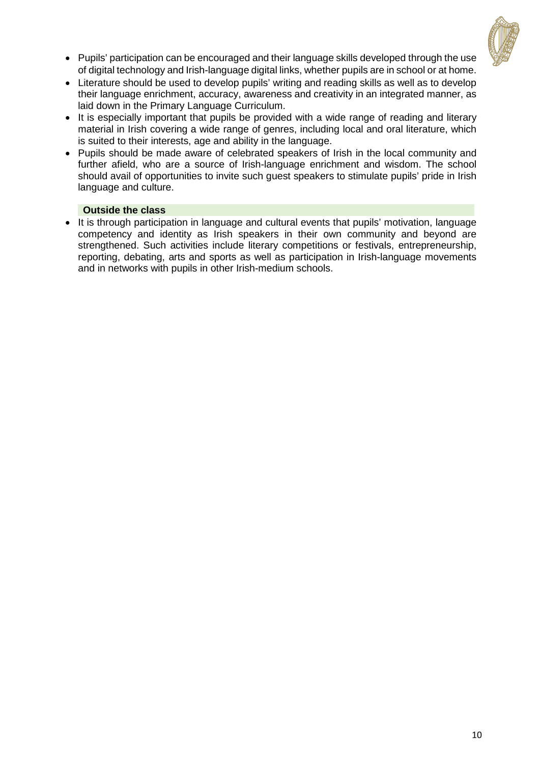- Pupils' participation can be encouraged and their language skills developed through the use of digital technology and Irish-language digital links, whether pupils are in school or at home.
- Literature should be used to develop pupils' writing and reading skills as well as to develop their language enrichment, accuracy, awareness and creativity in an integrated manner, as laid down in the Primary Language Curriculum.
- It is especially important that pupils be provided with a wide range of reading and literary material in Irish covering a wide range of genres, including local and oral literature, which is suited to their interests, age and ability in the language.
- Pupils should be made aware of celebrated speakers of Irish in the local community and further afield, who are a source of Irish-language enrichment and wisdom. The school should avail of opportunities to invite such guest speakers to stimulate pupils' pride in Irish language and culture.

**Outside the class**

- It is through participation in language and cultural events that pupils' motivation, language competency and identity as Irish speakers in their own community and beyond are strengthened. Such activities include literary competitions or festivals, entrepreneurship, reporting, debating, arts and sports as well as participation in Irish-language movements and in networks with pupils in other Irish-medium schools.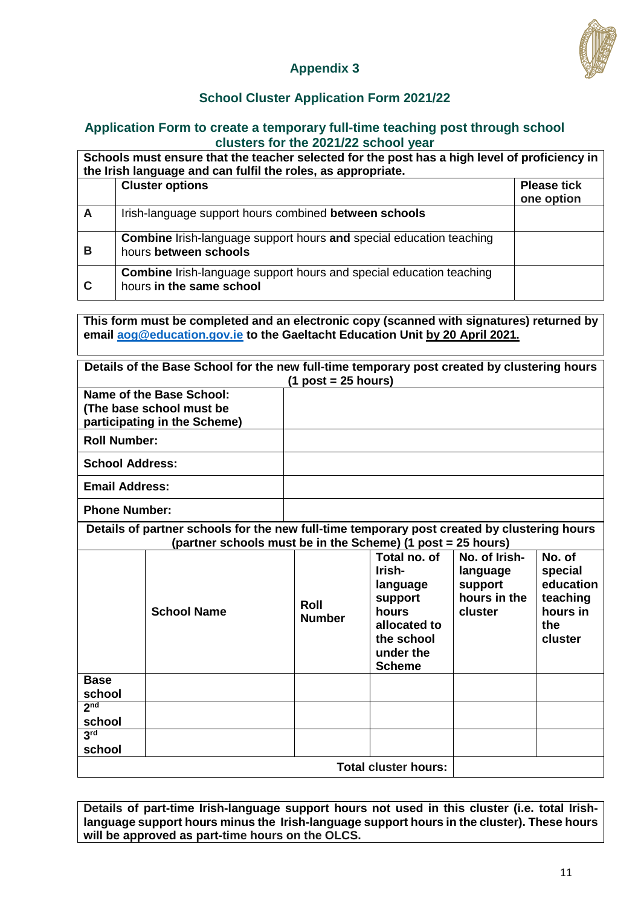## Appendix 3

## School Cluster Application Form 2021/22

### Application Form to create a temporary full-time teaching post through school clusters for the 2021/22 school year

| **Schools must ensure that the teacher selected for the post has a high level of proficiency in the Irish language and can fulfil the roles, as appropriate.** | | |
|---|---|---|
| | **Cluster options** | **Please tick one option** |
| **A** | Irish-language support hours combined **between schools** | |
| **B** | **Combine** Irish-language support hours **and** special education teaching hours **between schools** | |
| **C** | **Combine** Irish-language support hours and special education teaching hours **in the same school** | |

**This form must be completed and an electronic copy (scanned with signatures) returned by email [aog@education.gov.ie](mailto:aog@education.gov.ie) to the Gaeltacht Education Unit by 20 April 2021.**

| **Details of the Base School for the new full-time temporary post created by clustering hours (1 post = 25 hours)** | |
|---|---|
| **Name of the Base School: (The base school must be participating in the Scheme)** | |
| **Roll Number:** | |
| **School Address:** | |
| **Email Address:** | |
| **Phone Number:** | |

**Details of partner schools for the new full-time temporary post created by clustering hours (partner schools must be in the Scheme) (1 post = 25 hours)**

| | **School Name** | **Roll Number** | **Total no. of Irish-language support hours allocated to the school under the Scheme** | **No. of Irish-language support hours in the cluster** | **No. of special education teaching hours in the cluster** |
|---|---|---|---|---|---|
| **Base school** | | | | | |
| **2nd school** | | | | | |
| **3rd school** | | | | | |
| | | | **Total cluster hours:** | | |

**Details of part-time Irish-language support hours not used in this cluster (i.e. total Irish-language support hours minus the Irish-language support hours in the cluster). These hours will be approved as part-time hours on the OLCS.**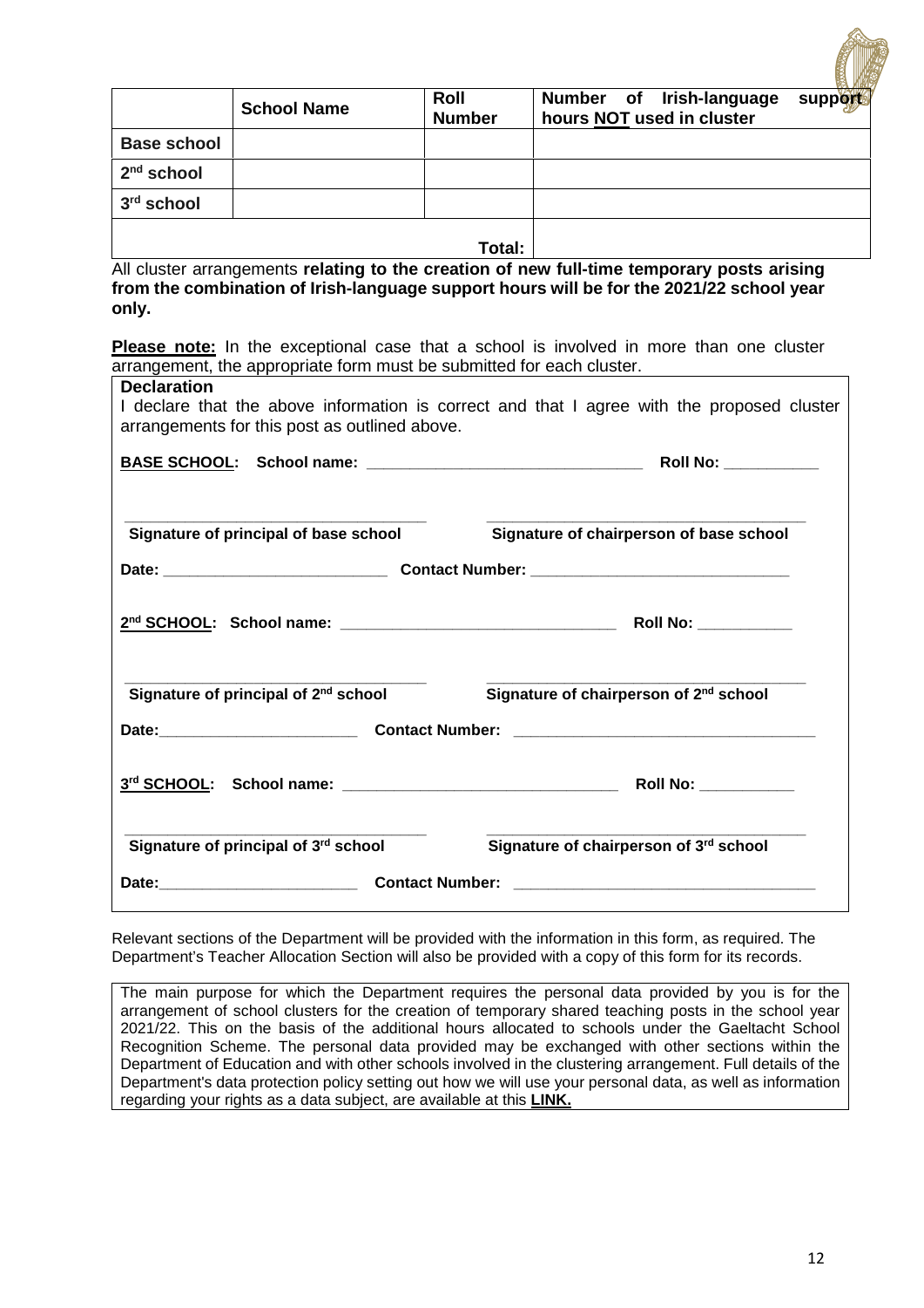| | School Name | Roll Number | Number of Irish-language support hours **NOT** used in cluster |
|---|---|---|---|
| **Base school** | | | |
| **2nd school** | | | |
| **3rd school** | | | |
| | | **Total:** | |

All cluster arrangements **relating to the creation of new full-time temporary posts arising from the combination of Irish-language support hours will be for the 2021/22 school year only.**

**Please note:** In the exceptional case that a school is involved in more than one cluster arrangement, the appropriate form must be submitted for each cluster.

**Declaration**

I declare that the above information is correct and that I agree with the proposed cluster arrangements for this post as outlined above.

**BASE SCHOOL: School name: ______________________________ Roll No: __________**

______________________________ ______________________________

**Signature of principal of base school** **Signature of chairperson of base school**

**Date: ________________________ Contact Number: ____________________________**

**2nd SCHOOL: School name: ______________________________ Roll No: __________**

______________________________ ______________________________

**Signature of principal of 2nd school** **Signature of chairperson of 2nd school**

**Date: ______________________ Contact Number: ________________________________**

**3rd SCHOOL: School name: ______________________________ Roll No: __________**

______________________________ ______________________________

**Signature of principal of 3rd school** **Signature of chairperson of 3rd school**

**Date: ______________________ Contact Number: ________________________________**

Relevant sections of the Department will be provided with the information in this form, as required. The Department's Teacher Allocation Section will also be provided with a copy of this form for its records.

The main purpose for which the Department requires the personal data provided by you is for the arrangement of school clusters for the creation of temporary shared teaching posts in the school year 2021/22. This on the basis of the additional hours allocated to schools under the Gaeltacht School Recognition Scheme. The personal data provided may be exchanged with other sections within the Department of Education and with other schools involved in the clustering arrangement. Full details of the Department's data protection policy setting out how we will use your personal data, as well as information regarding your rights as a data subject, are available at this **LINK.**